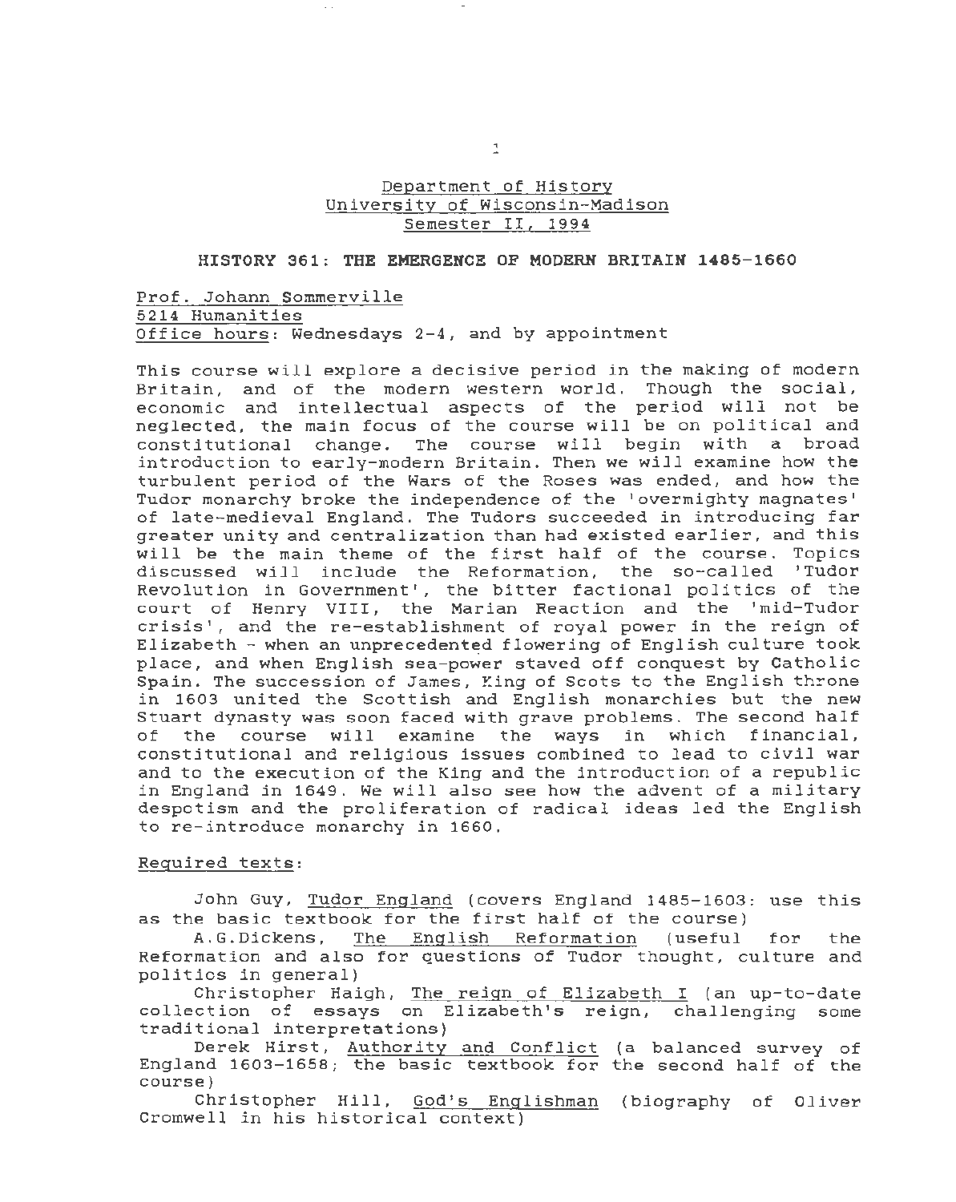Department of History
University of Wisconsin-Madison
Semester II, 1994

## HISTORY 361: THE EMERGENCE OF MODERN BRITAIN 1485-1660

Prof. Johann Sommerville
5214 Humanities
Office hours: Wednesdays 2-4, and by appointment

This course will explore a decisive period in the making of modern Britain, and of the modern western world. Though the social, economic and intellectual aspects of the period will not be neglected, the main focus of the course will be on political and constitutional change. The course will begin with a broad introduction to early-modern Britain. Then we will examine how the turbulent period of the Wars of the Roses was ended, and how the Tudor monarchy broke the independence of the 'overmighty magnates' of late-medieval England. The Tudors succeeded in introducing far greater unity and centralization than had existed earlier, and this will be the main theme of the first half of the course. Topics discussed will include the Reformation, the so-called 'Tudor Revolution in Government', the bitter factional politics of the court of Henry VIII, the Marian Reaction and the 'mid-Tudor crisis', and the re-establishment of royal power in the reign of Elizabeth - when an unprecedented flowering of English culture took place, and when English sea-power staved off conquest by Catholic Spain. The succession of James, King of Scots to the English throne in 1603 united the Scottish and English monarchies but the new Stuart dynasty was soon faced with grave problems. The second half of the course will examine the ways in which financial, constitutional and religious issues combined to lead to civil war and to the execution of the King and the introduction of a republic in England in 1649. We will also see how the advent of a military despotism and the proliferation of radical ideas led the English to re-introduce monarchy in 1660.

Required texts:

John Guy, Tudor England (covers England 1485-1603: use this as the basic textbook for the first half of the course)

A.G.Dickens, The English Reformation (useful for the Reformation and also for questions of Tudor thought, culture and politics in general)

Christopher Haigh, The reign of Elizabeth I (an up-to-date collection of essays on Elizabeth's reign, challenging some traditional interpretations)

Derek Hirst, Authority and Conflict (a balanced survey of England 1603-1658; the basic textbook for the second half of the course)

Christopher Hill, God's Englishman (biography of Oliver Cromwell in his historical context)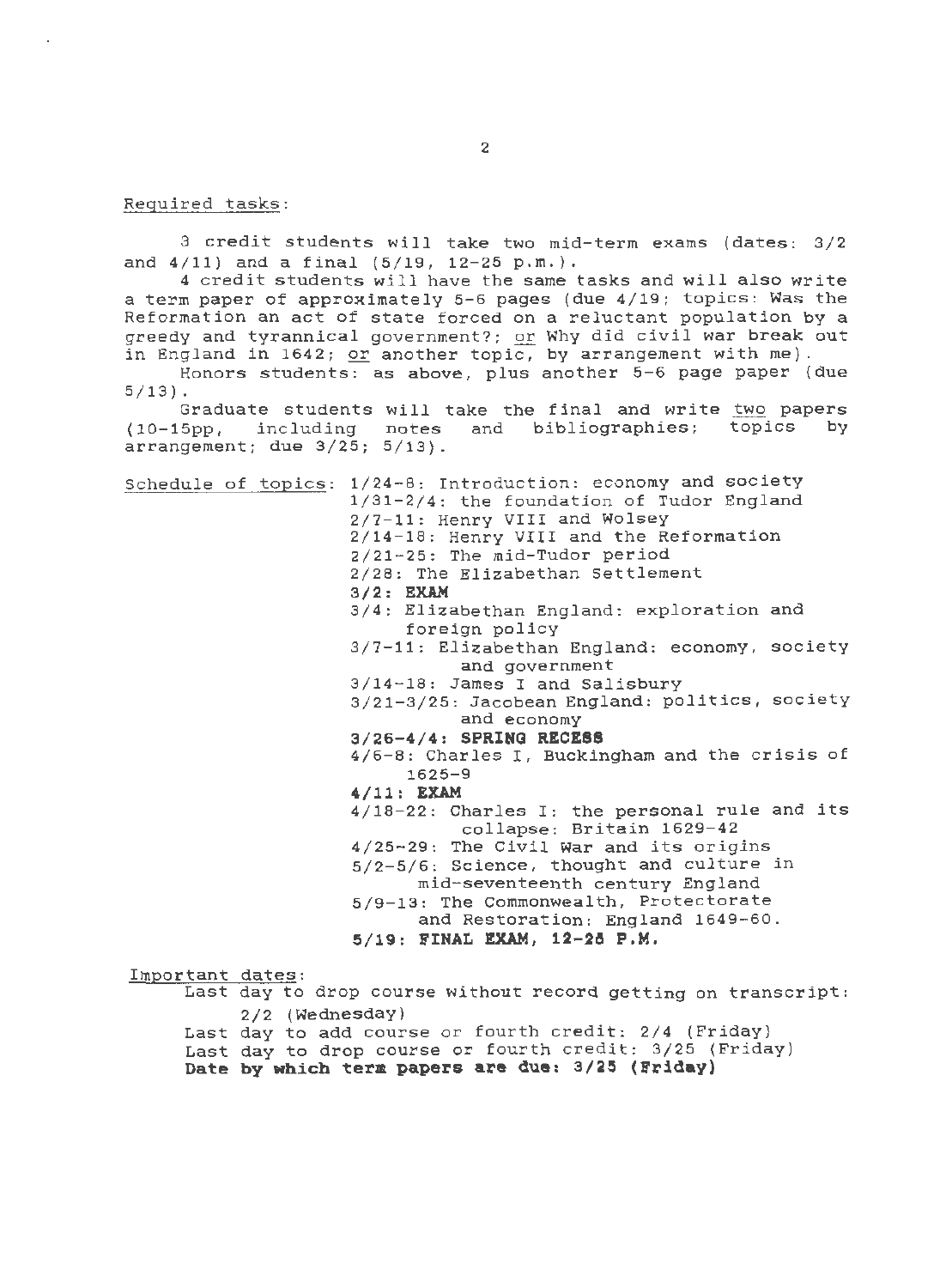Required tasks:

3 credit students will take two mid-term exams (dates: 3/2 and 4/11) and a final (5/19, 12-25 p.m.).

4 credit students will have the same tasks and will also write a term paper of approximately 5-6 pages (due 4/19; topics: Was the Reformation an act of state forced on a reluctant population by a greedy and tyrannical government?; or Why did civil war break out in England in 1642; or another topic, by arrangement with me).

Honors students: as above, plus another 5-6 page paper (due 5/13).

Graduate students will take the final and write two papers (10-15pp, including notes and bibliographies; topics by arrangement; due 3/25; 5/13).

Schedule of topics:

- 1/24-8: Introduction: economy and society
- 1/31-2/4: the foundation of Tudor England
- 2/7-11: Henry VIII and Wolsey
- 2/14-18: Henry VIII and the Reformation
- 2/21-25: The mid-Tudor period
- 2/28: The Elizabethan Settlement
- **3/2: EXAM**
- 3/4: Elizabethan England: exploration and foreign policy
- 3/7-11: Elizabethan England: economy, society and government
- 3/14-18: James I and Salisbury
- 3/21-3/25: Jacobean England: politics, society and economy
- **3/26-4/4: SPRING RECESS**
- 4/6-8: Charles I, Buckingham and the crisis of 1625-9
- **4/11: EXAM**
- 4/18-22: Charles I: the personal rule and its collapse: Britain 1629-42
- 4/25-29: The Civil War and its origins
- 5/2-5/6: Science, thought and culture in mid-seventeenth century England
- 5/9-13: The Commonwealth, Protectorate and Restoration: England 1649-60.
- **5/19: FINAL EXAM, 12-28 P.M.**

Important dates:

Last day to drop course without record getting on transcript: 2/2 (Wednesday)

Last day to add course or fourth credit: 2/4 (Friday)

Last day to drop course or fourth credit: 3/25 (Friday)

**Date by which term papers are due: 3/25 (Friday)**